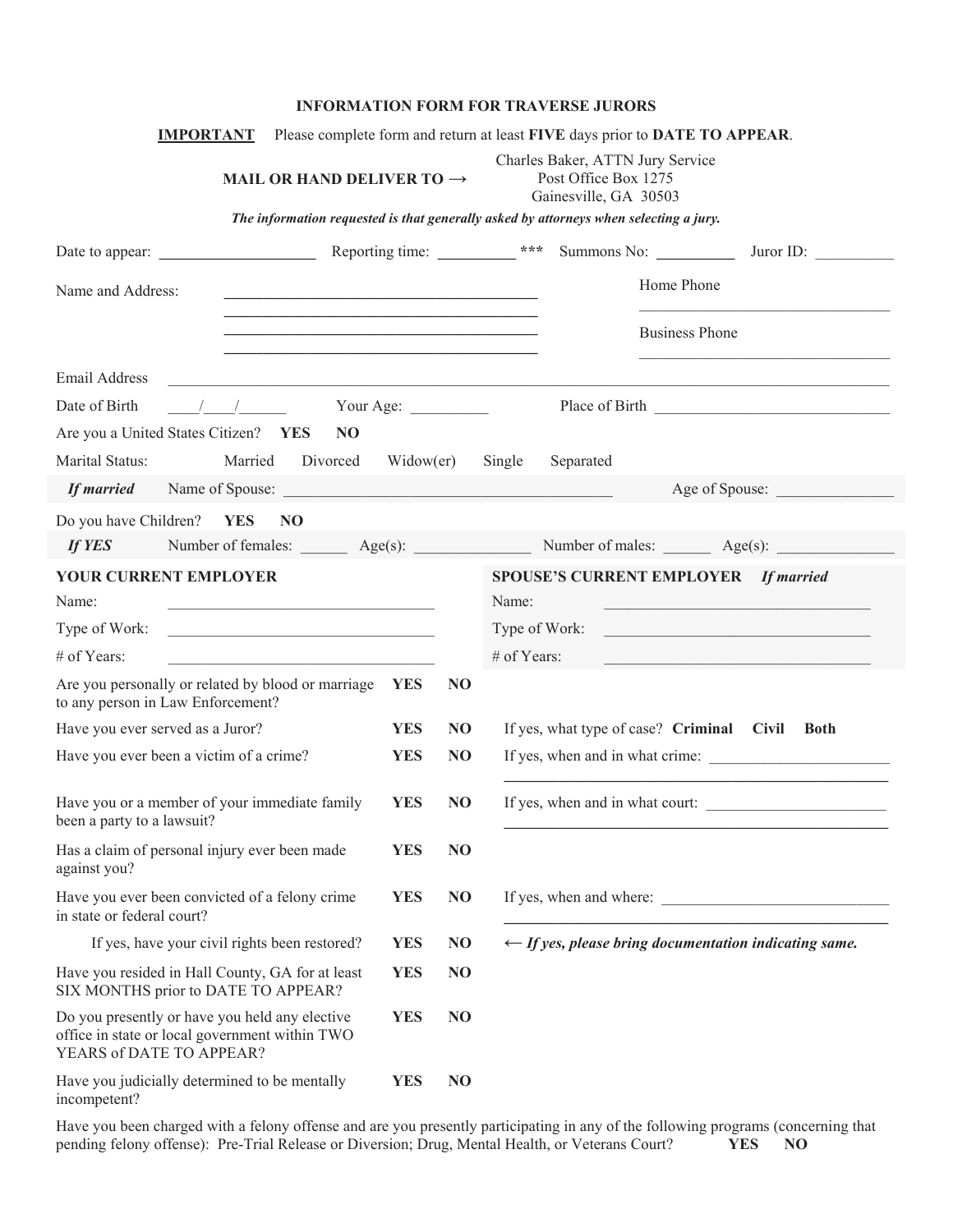# INFORMATION FORM FOR TRAVERSE JURORS

**IMPORTANT** Please complete form and return at least **FIVE** days prior to **DATE TO APPEAR**.

**MAIL OR HAND DELIVER TO →** Charles Baker, ATTN Jury Service
Post Office Box 1275
Gainesville, GA 30503

***The information requested is that generally asked by attorneys when selecting a jury.***

Date to appear: ____________________ Reporting time: __________ *** Summons No: __________ Juror ID: __________

Name and Address: ________________________________________
________________________________________
________________________________________
________________________________________

Home Phone ________________________________

Business Phone ________________________________

Email Address ______________________________________________________________________________

Date of Birth ___/___/_____ Your Age: __________ Place of Birth ______________________________

Are you a United States Citizen? **YES** **NO**

Marital Status: Married Divorced Widow(er) Single Separated

***If married*** Name of Spouse: ________________________________________ Age of Spouse: _______________

Do you have Children? **YES** **NO**

***If YES*** Number of females: ______ Age(s): _______________ Number of males: ______ Age(s): _______________

**YOUR CURRENT EMPLOYER**

Name: __________________________________

Type of Work: __________________________________

# of Years: __________________________________

**SPOUSE'S CURRENT EMPLOYER** ***If married***

Name: __________________________________

Type of Work: __________________________________

# of Years: __________________________________

| Question | | | |
|---|---|---|---|
| Are you personally or related by blood or marriage to any person in Law Enforcement? | **YES** | **NO** | |
| Have you ever served as a Juror? | **YES** | **NO** | If yes, what type of case? **Criminal** **Civil** **Both** |
| Have you ever been a victim of a crime? | **YES** | **NO** | If yes, when and in what crime: ______________________ |
| Have you or a member of your immediate family been a party to a lawsuit? | **YES** | **NO** | If yes, when and in what court: ______________________ |
| Has a claim of personal injury ever been made against you? | **YES** | **NO** | |
| Have you ever been convicted of a felony crime in state or federal court? | **YES** | **NO** | If yes, when and where: ______________________ |
| If yes, have your civil rights been restored? | **YES** | **NO** | ← ***If yes, please bring documentation indicating same.*** |
| Have you resided in Hall County, GA for at least SIX MONTHS prior to DATE TO APPEAR? | **YES** | **NO** | |
| Do you presently or have you held any elective office in state or local government within TWO YEARS of DATE TO APPEAR? | **YES** | **NO** | |
| Have you judicially determined to be mentally incompetent? | **YES** | **NO** | |

Have you been charged with a felony offense and are you presently participating in any of the following programs (concerning that pending felony offense): Pre-Trial Release or Diversion; Drug, Mental Health, or Veterans Court? **YES** **NO**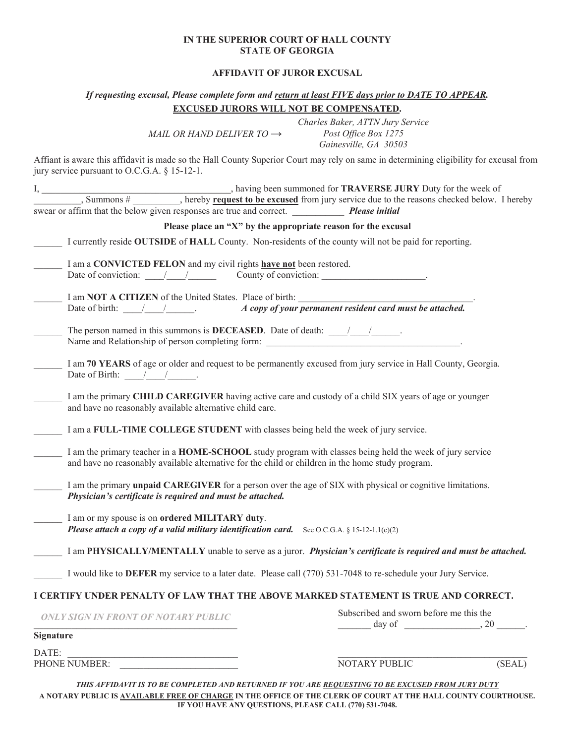**IN THE SUPERIOR COURT OF HALL COUNTY**
**STATE OF GEORGIA**

**AFFIDAVIT OF JUROR EXCUSAL**

***If requesting excusal, Please complete form and return at least FIVE days prior to DATE TO APPEAR.***

**EXCUSED JURORS WILL NOT BE COMPENSATED.**

*MAIL OR HAND DELIVER TO →* *Charles Baker, ATTN Jury Service*
*Post Office Box 1275*
*Gainesville, GA 30503*

Affiant is aware this affidavit is made so the Hall County Superior Court may rely on same in determining eligibility for excusal from jury service pursuant to O.C.G.A. § 15-12-1.

I, ________________________________________, having been summoned for **TRAVERSE JURY** Duty for the week of __________, Summons # __________, hereby **request to be excused** from jury service due to the reasons checked below. I hereby swear or affirm that the below given responses are true and correct. ___________ ***Please initial***

**Please place an "X" by the appropriate reason for the excusal**

______ I currently reside **OUTSIDE** of **HALL** County. Non-residents of the county will not be paid for reporting.

______ I am a **CONVICTED FELON** and my civil rights **have not** been restored.
Date of conviction: ____/____/______ County of conviction: ______________________.

______ I am **NOT A CITIZEN** of the United States. Place of birth: ______________________________________.
Date of birth: ____/____/______. ***A copy of your permanent resident card must be attached.***

______ The person named in this summons is **DECEASED**. Date of death: ____/____/______.
Name and Relationship of person completing form: __________________________________________.

______ I am **70 YEARS** of age or older and request to be permanently excused from jury service in Hall County, Georgia.
Date of Birth: ____/____/______.

______ I am the primary **CHILD CAREGIVER** having active care and custody of a child SIX years of age or younger and have no reasonably available alternative child care.

______ I am a **FULL-TIME COLLEGE STUDENT** with classes being held the week of jury service.

______ I am the primary teacher in a **HOME-SCHOOL** study program with classes being held the week of jury service and have no reasonably available alternative for the child or children in the home study program.

______ I am the primary **unpaid CAREGIVER** for a person over the age of SIX with physical or cognitive limitations.
***Physician's certificate is required and must be attached.***

______ I am or my spouse is on **ordered MILITARY duty**.
***Please attach a copy of a valid military identification card.*** See O.C.G.A. § 15-12-1.1(c)(2)

______ I am **PHYSICALLY/MENTALLY** unable to serve as a juror. ***Physician's certificate is required and must be attached.***

______ I would like to **DEFER** my service to a later date. Please call (770) 531-7048 to re-schedule your Jury Service.

**I CERTIFY UNDER PENALTY OF LAW THAT THE ABOVE MARKED STATEMENT IS TRUE AND CORRECT.**

*ONLY SIGN IN FRONT OF NOTARY PUBLIC*
__________________________________________
**Signature**

DATE: ___________________________________
PHONE NUMBER: _________________________

Subscribed and sworn before me this the _______ day of ________________, 20 ______.

__________________________________________
NOTARY PUBLIC (SEAL)

***THIS AFFIDAVIT IS TO BE COMPLETED AND RETURNED IF YOU ARE REQUESTING TO BE EXCUSED FROM JURY DUTY***

**A NOTARY PUBLIC IS AVAILABLE FREE OF CHARGE IN THE OFFICE OF THE CLERK OF COURT AT THE HALL COUNTY COURTHOUSE.**
**IF YOU HAVE ANY QUESTIONS, PLEASE CALL (770) 531-7048.**